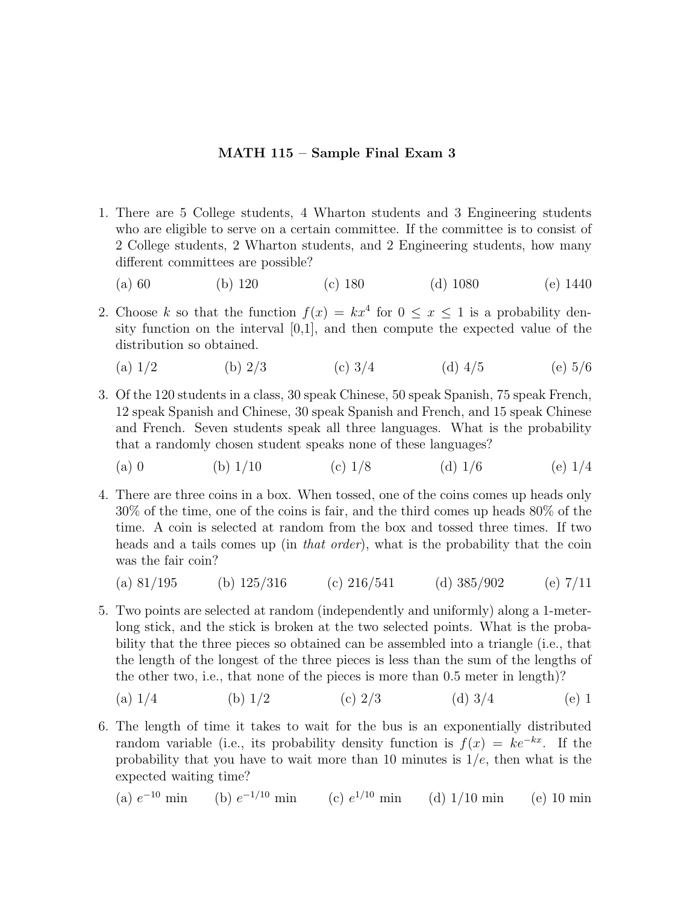# MATH 115 – Sample Final Exam 3

1. There are 5 College students, 4 Wharton students and 3 Engineering students who are eligible to serve on a certain committee. If the committee is to consist of 2 College students, 2 Wharton students, and 2 Engineering students, how many different committees are possible?

   (a) 60 (b) 120 (c) 180 (d) 1080 (e) 1440

2. Choose $k$ so that the function $f(x) = kx^4$ for $0 \leq x \leq 1$ is a probability density function on the interval [0,1], and then compute the expected value of the distribution so obtained.

   (a) 1/2 (b) 2/3 (c) 3/4 (d) 4/5 (e) 5/6

3. Of the 120 students in a class, 30 speak Chinese, 50 speak Spanish, 75 speak French, 12 speak Spanish and Chinese, 30 speak Spanish and French, and 15 speak Chinese and French. Seven students speak all three languages. What is the probability that a randomly chosen student speaks none of these languages?

   (a) 0 (b) 1/10 (c) 1/8 (d) 1/6 (e) 1/4

4. There are three coins in a box. When tossed, one of the coins comes up heads only 30% of the time, one of the coins is fair, and the third comes up heads 80% of the time. A coin is selected at random from the box and tossed three times. If two heads and a tails comes up (in *that order*), what is the probability that the coin was the fair coin?

   (a) 81/195 (b) 125/316 (c) 216/541 (d) 385/902 (e) 7/11

5. Two points are selected at random (independently and uniformly) along a 1-meter-long stick, and the stick is broken at the two selected points. What is the probability that the three pieces so obtained can be assembled into a triangle (i.e., that the length of the longest of the three pieces is less than the sum of the lengths of the other two, i.e., that none of the pieces is more than 0.5 meter in length)?

   (a) 1/4 (b) 1/2 (c) 2/3 (d) 3/4 (e) 1

6. The length of time it takes to wait for the bus is an exponentially distributed random variable (i.e., its probability density function is $f(x) = ke^{-kx}$. If the probability that you have to wait more than 10 minutes is $1/e$, then what is the expected waiting time?

   (a) $e^{-10}$ min (b) $e^{-1/10}$ min (c) $e^{1/10}$ min (d) 1/10 min (e) 10 min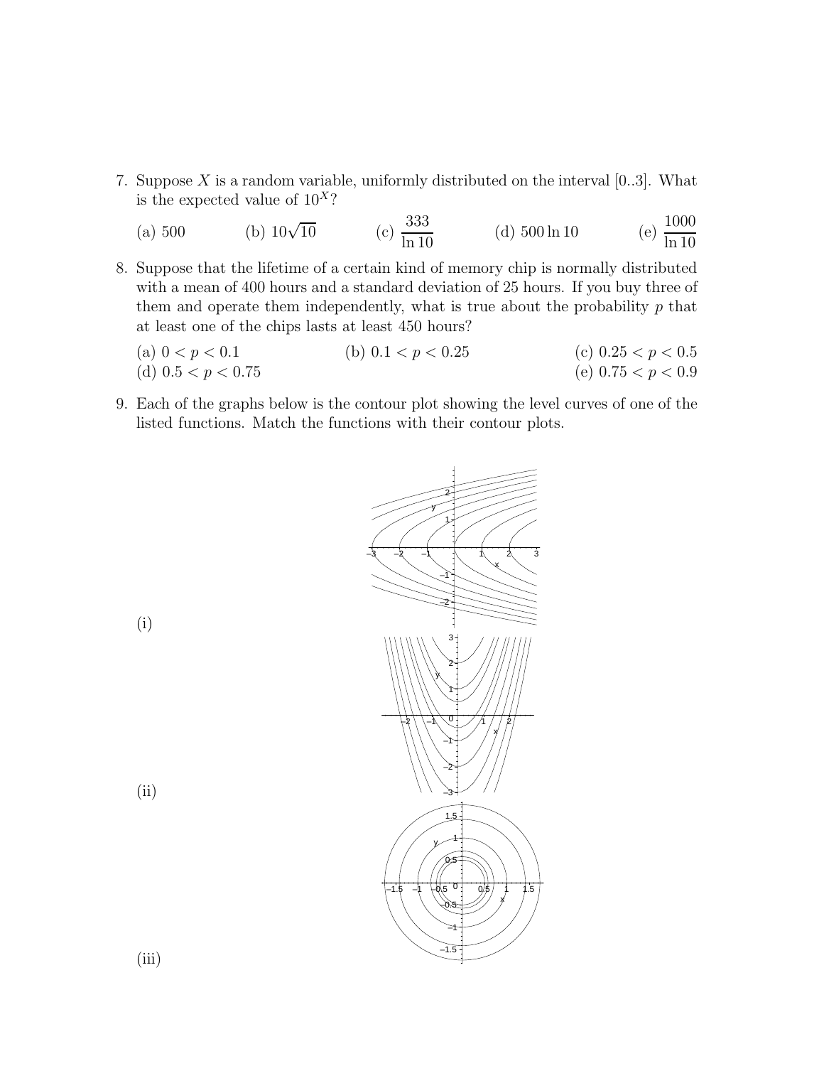7. Suppose $X$ is a random variable, uniformly distributed on the interval [0..3]. What is the expected value of $10^X$?

   (a) 500 (b) $10\sqrt{10}$ (c) $\dfrac{333}{\ln 10}$ (d) $500 \ln 10$ (e) $\dfrac{1000}{\ln 10}$

8. Suppose that the lifetime of a certain kind of memory chip is normally distributed with a mean of 400 hours and a standard deviation of 25 hours. If you buy three of them and operate them independently, what is true about the probability $p$ that at least one of the chips lasts at least 450 hours?

   (a) $0 < p < 0.1$ (b) $0.1 < p < 0.25$ (c) $0.25 < p < 0.5$
   (d) $0.5 < p < 0.75$ (e) $0.75 < p < 0.9$

9. Each of the graphs below is the contour plot showing the level curves of one of the listed functions. Match the functions with their contour plots.

(i)

(ii)

(iii)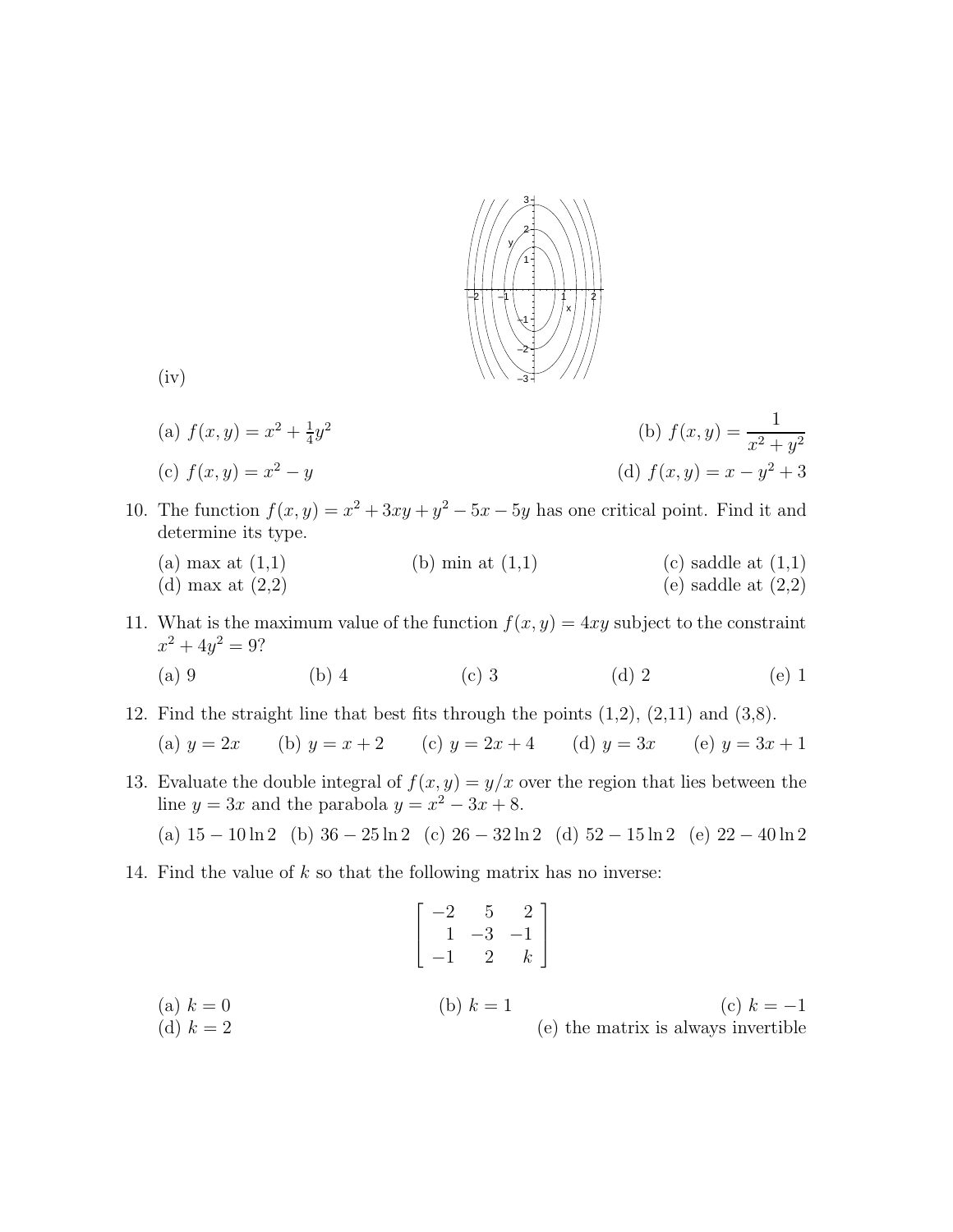(iv)

(a) $f(x, y) = x^2 + \frac{1}{4}y^2$

(b) $f(x, y) = \dfrac{1}{x^2 + y^2}$

(c) $f(x, y) = x^2 - y$

(d) $f(x, y) = x - y^2 + 3$

10. The function $f(x, y) = x^2 + 3xy + y^2 - 5x - 5y$ has one critical point. Find it and determine its type.

    (a) max at (1,1) (b) min at (1,1) (c) saddle at (1,1)
    (d) max at (2,2) (e) saddle at (2,2)

11. What is the maximum value of the function $f(x, y) = 4xy$ subject to the constraint $x^2 + 4y^2 = 9$?

    (a) 9 (b) 4 (c) 3 (d) 2 (e) 1

12. Find the straight line that best fits through the points (1,2), (2,11) and (3,8).

    (a) $y = 2x$ (b) $y = x + 2$ (c) $y = 2x + 4$ (d) $y = 3x$ (e) $y = 3x + 1$

13. Evaluate the double integral of $f(x, y) = y/x$ over the region that lies between the line $y = 3x$ and the parabola $y = x^2 - 3x + 8$.

    (a) $15 - 10\ln 2$ (b) $36 - 25\ln 2$ (c) $26 - 32\ln 2$ (d) $52 - 15\ln 2$ (e) $22 - 40\ln 2$

14. Find the value of $k$ so that the following matrix has no inverse:

$$\begin{bmatrix} -2 & 5 & 2 \\ 1 & -3 & -1 \\ -1 & 2 & k \end{bmatrix}$$

    (a) $k = 0$ (b) $k = 1$ (c) $k = -1$
    (d) $k = 2$ (e) the matrix is always invertible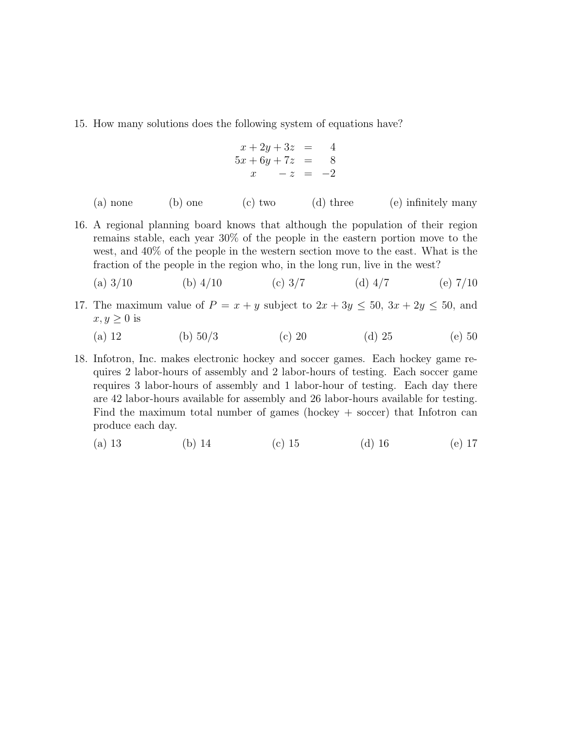15. How many solutions does the following system of equations have?

$$\begin{aligned} x + 2y + 3z &= 4 \\ 5x + 6y + 7z &= 8 \\ x \quad\;\; - z &= -2 \end{aligned}$$

(a) none (b) one (c) two (d) three (e) infinitely many

16. A regional planning board knows that although the population of their region remains stable, each year 30% of the people in the eastern portion move to the west, and 40% of the people in the western section move to the east. What is the fraction of the people in the region who, in the long run, live in the west?

(a) 3/10 (b) 4/10 (c) 3/7 (d) 4/7 (e) 7/10

17. The maximum value of $P = x + y$ subject to $2x + 3y \leq 50$, $3x + 2y \leq 50$, and $x, y \geq 0$ is

(a) 12 (b) 50/3 (c) 20 (d) 25 (e) 50

18. Infotron, Inc. makes electronic hockey and soccer games. Each hockey game requires 2 labor-hours of assembly and 2 labor-hours of testing. Each soccer game requires 3 labor-hours of assembly and 1 labor-hour of testing. Each day there are 42 labor-hours available for assembly and 26 labor-hours available for testing. Find the maximum total number of games (hockey + soccer) that Infotron can produce each day.

(a) 13 (b) 14 (c) 15 (d) 16 (e) 17